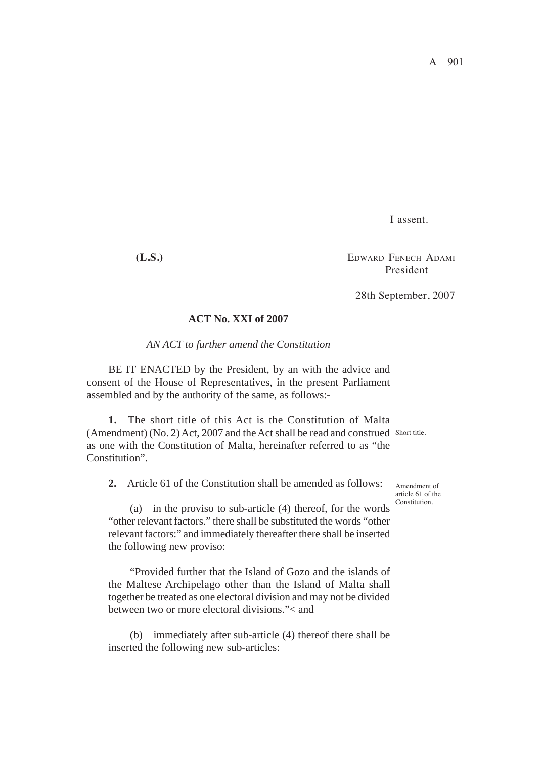I assent.

**(L.S.)**

EDWARD FENECH ADAMI
President

28th September, 2007

## ACT No. XXI of 2007

*AN ACT to further amend the Constitution*

BE IT ENACTED by the President, by an with the advice and consent of the House of Representatives, in the present Parliament assembled and by the authority of the same, as follows:-

Short title.

**1.** The short title of this Act is the Constitution of Malta (Amendment) (No. 2) Act, 2007 and the Act shall be read and construed as one with the Constitution of Malta, hereinafter referred to as "the Constitution".

Amendment of article 61 of the Constitution.

**2.** Article 61 of the Constitution shall be amended as follows:

(a) in the proviso to sub-article (4) thereof, for the words "other relevant factors." there shall be substituted the words "other relevant factors:" and immediately thereafter there shall be inserted the following new proviso:

"Provided further that the Island of Gozo and the islands of the Maltese Archipelago other than the Island of Malta shall together be treated as one electoral division and may not be divided between two or more electoral divisions."< and

(b) immediately after sub-article (4) thereof there shall be inserted the following new sub-articles: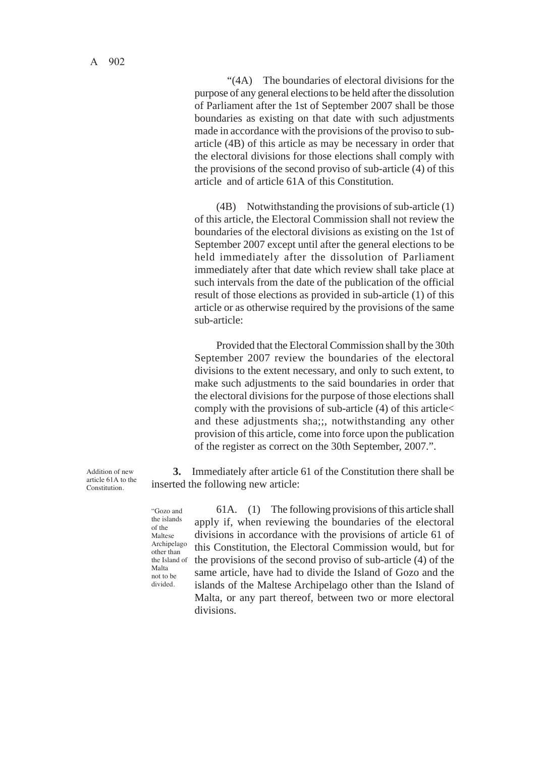"(4A) The boundaries of electoral divisions for the purpose of any general elections to be held after the dissolution of Parliament after the 1st of September 2007 shall be those boundaries as existing on that date with such adjustments made in accordance with the provisions of the proviso to sub-article (4B) of this article as may be necessary in order that the electoral divisions for those elections shall comply with the provisions of the second proviso of sub-article (4) of this article and of article 61A of this Constitution.

(4B) Notwithstanding the provisions of sub-article (1) of this article, the Electoral Commission shall not review the boundaries of the electoral divisions as existing on the 1st of September 2007 except until after the general elections to be held immediately after the dissolution of Parliament immediately after that date which review shall take place at such intervals from the date of the publication of the official result of those elections as provided in sub-article (1) of this article or as otherwise required by the provisions of the same sub-article:

Provided that the Electoral Commission shall by the 30th September 2007 review the boundaries of the electoral divisions to the extent necessary, and only to such extent, to make such adjustments to the said boundaries in order that the electoral divisions for the purpose of those elections shall comply with the provisions of sub-article (4) of this article< and these adjustments sha;;, notwithstanding any other provision of this article, come into force upon the publication of the register as correct on the 30th September, 2007.".

*Addition of new article 61A to the Constitution.*

**3.** Immediately after article 61 of the Constitution there shall be inserted the following new article:

*"Gozo and the islands of the Maltese Archipelago other than the Island of Malta not to be divided.*

61A. (1) The following provisions of this article shall apply if, when reviewing the boundaries of the electoral divisions in accordance with the provisions of article 61 of this Constitution, the Electoral Commission would, but for the provisions of the second proviso of sub-article (4) of the same article, have had to divide the Island of Gozo and the islands of the Maltese Archipelago other than the Island of Malta, or any part thereof, between two or more electoral divisions.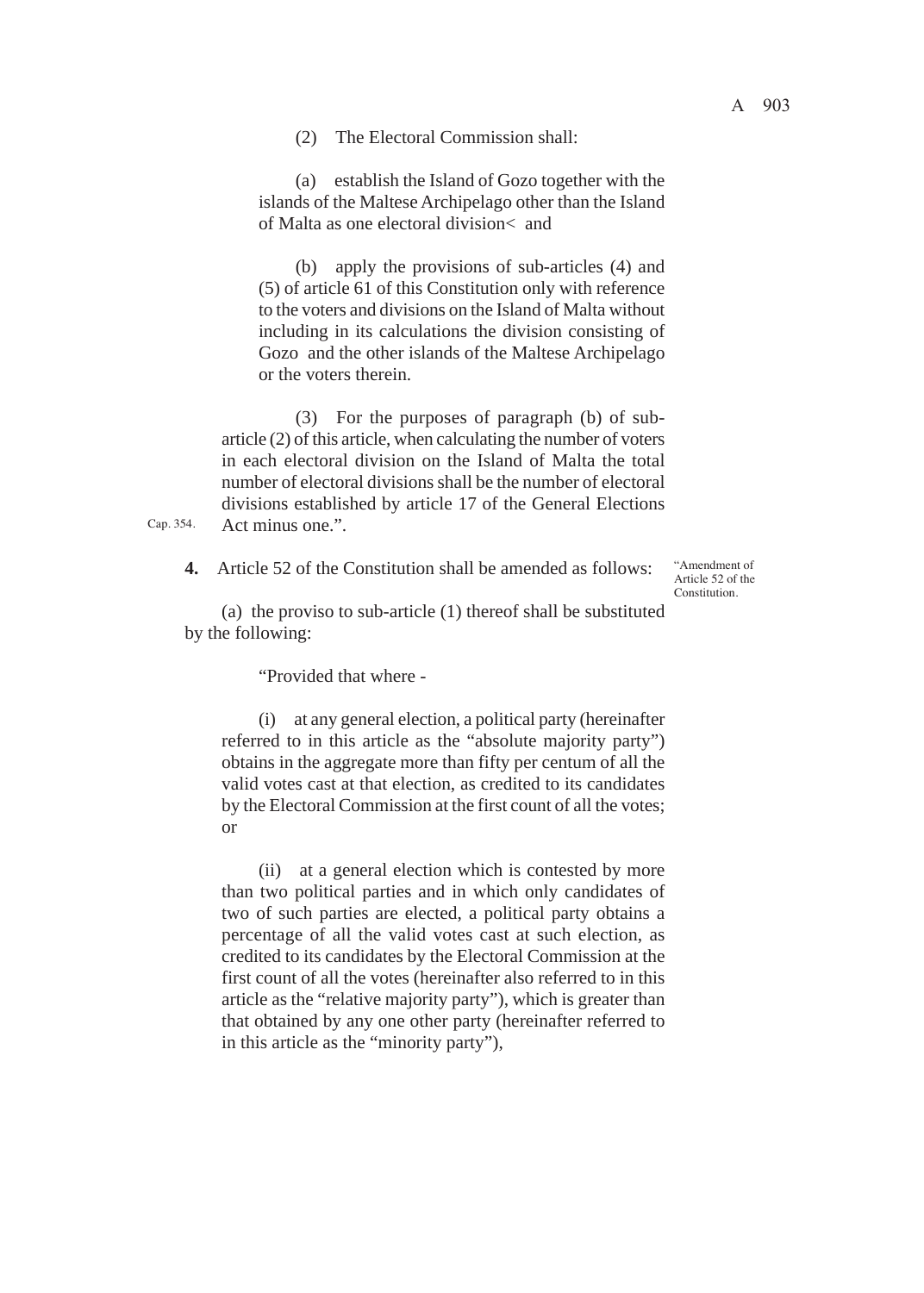(2) The Electoral Commission shall:

(a) establish the Island of Gozo together with the islands of the Maltese Archipelago other than the Island of Malta as one electoral division< and

(b) apply the provisions of sub-articles (4) and (5) of article 61 of this Constitution only with reference to the voters and divisions on the Island of Malta without including in its calculations the division consisting of Gozo and the other islands of the Maltese Archipelago or the voters therein.

(3) For the purposes of paragraph (b) of sub-article (2) of this article, when calculating the number of voters in each electoral division on the Island of Malta the total number of electoral divisions shall be the number of electoral divisions established by article 17 of the General Elections Act minus one.".

Cap. 354.

**4.** Article 52 of the Constitution shall be amended as follows:

"Amendment of Article 52 of the Constitution.

(a) the proviso to sub-article (1) thereof shall be substituted by the following:

"Provided that where -

(i) at any general election, a political party (hereinafter referred to in this article as the "absolute majority party") obtains in the aggregate more than fifty per centum of all the valid votes cast at that election, as credited to its candidates by the Electoral Commission at the first count of all the votes; or

(ii) at a general election which is contested by more than two political parties and in which only candidates of two of such parties are elected, a political party obtains a percentage of all the valid votes cast at such election, as credited to its candidates by the Electoral Commission at the first count of all the votes (hereinafter also referred to in this article as the "relative majority party"), which is greater than that obtained by any one other party (hereinafter referred to in this article as the "minority party"),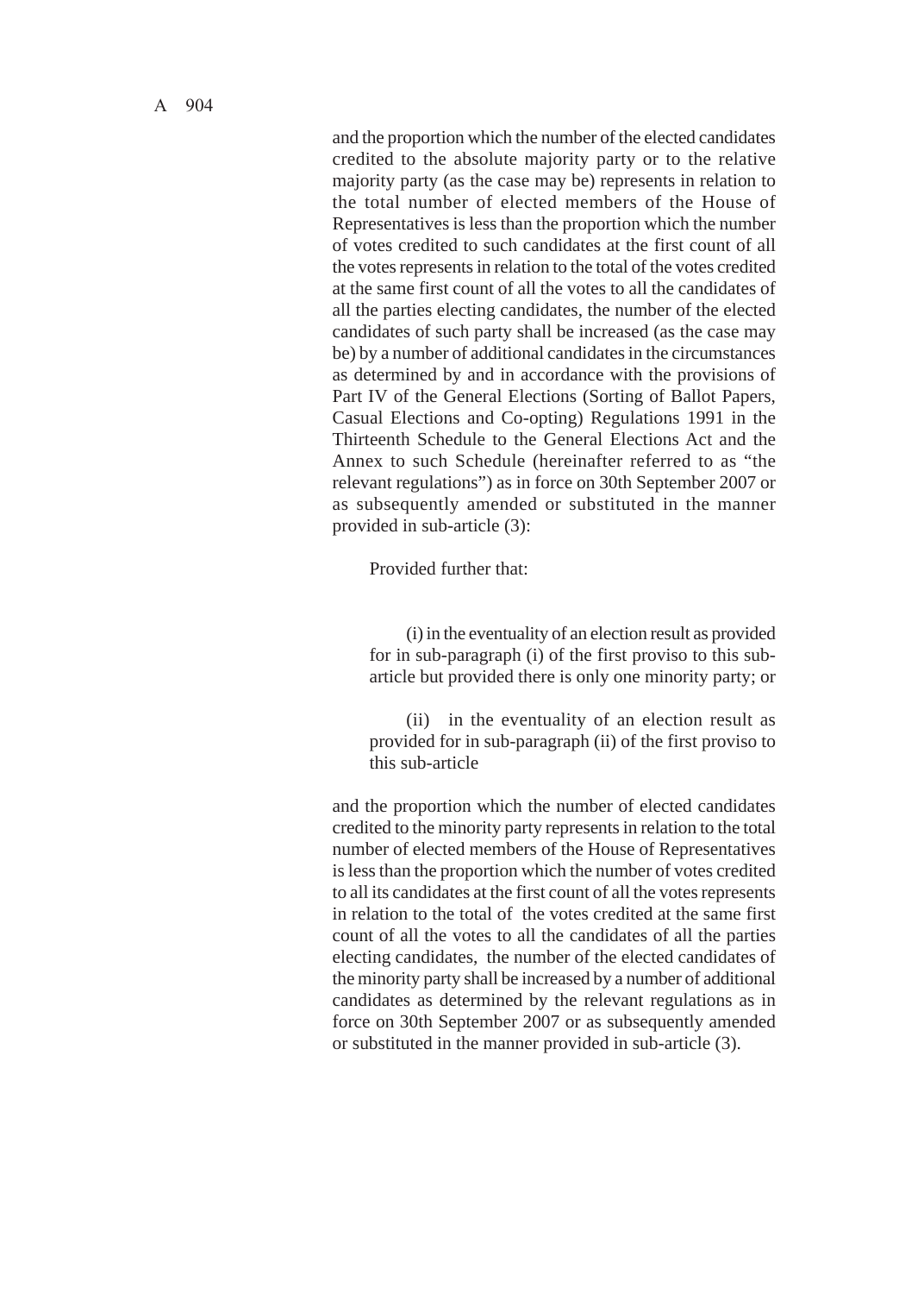and the proportion which the number of the elected candidates credited to the absolute majority party or to the relative majority party (as the case may be) represents in relation to the total number of elected members of the House of Representatives is less than the proportion which the number of votes credited to such candidates at the first count of all the votes represents in relation to the total of the votes credited at the same first count of all the votes to all the candidates of all the parties electing candidates, the number of the elected candidates of such party shall be increased (as the case may be) by a number of additional candidates in the circumstances as determined by and in accordance with the provisions of Part IV of the General Elections (Sorting of Ballot Papers, Casual Elections and Co-opting) Regulations 1991 in the Thirteenth Schedule to the General Elections Act and the Annex to such Schedule (hereinafter referred to as "the relevant regulations") as in force on 30th September 2007 or as subsequently amended or substituted in the manner provided in sub-article (3):

Provided further that:

(i) in the eventuality of an election result as provided for in sub-paragraph (i) of the first proviso to this sub-article but provided there is only one minority party; or

(ii) in the eventuality of an election result as provided for in sub-paragraph (ii) of the first proviso to this sub-article

and the proportion which the number of elected candidates credited to the minority party represents in relation to the total number of elected members of the House of Representatives is less than the proportion which the number of votes credited to all its candidates at the first count of all the votes represents in relation to the total of the votes credited at the same first count of all the votes to all the candidates of all the parties electing candidates, the number of the elected candidates of the minority party shall be increased by a number of additional candidates as determined by the relevant regulations as in force on 30th September 2007 or as subsequently amended or substituted in the manner provided in sub-article (3).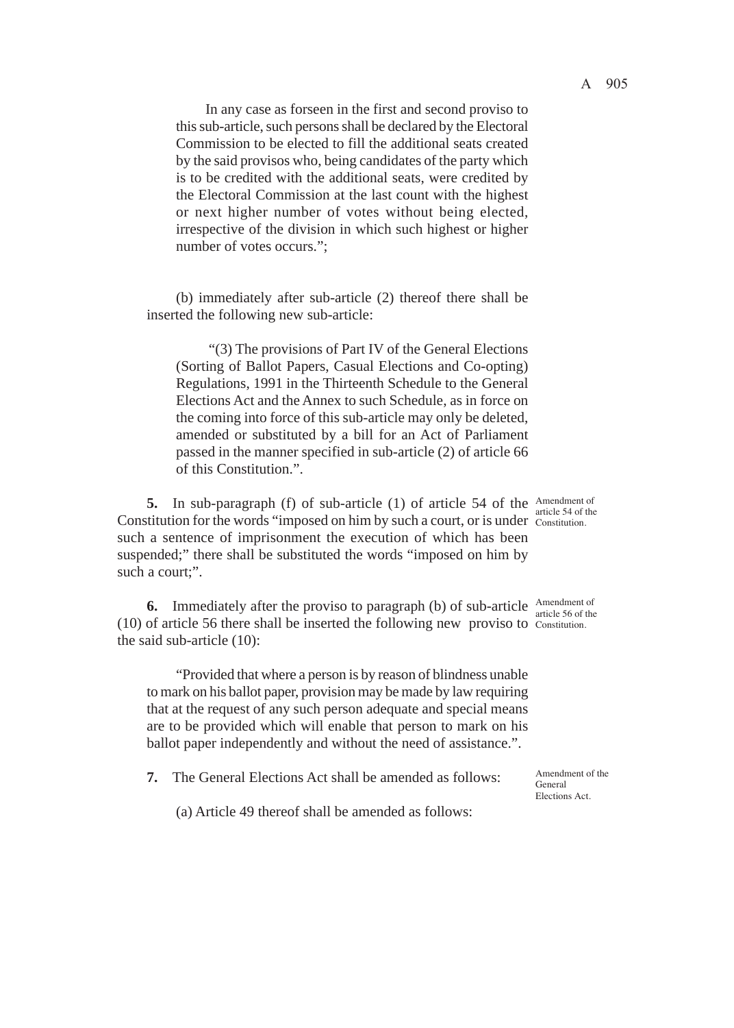In any case as forseen in the first and second proviso to this sub-article, such persons shall be declared by the Electoral Commission to be elected to fill the additional seats created by the said provisos who, being candidates of the party which is to be credited with the additional seats, were credited by the Electoral Commission at the last count with the highest or next higher number of votes without being elected, irrespective of the division in which such highest or higher number of votes occurs.";

(b) immediately after sub-article (2) thereof there shall be inserted the following new sub-article:

"(3) The provisions of Part IV of the General Elections (Sorting of Ballot Papers, Casual Elections and Co-opting) Regulations, 1991 in the Thirteenth Schedule to the General Elections Act and the Annex to such Schedule, as in force on the coming into force of this sub-article may only be deleted, amended or substituted by a bill for an Act of Parliament passed in the manner specified in sub-article (2) of article 66 of this Constitution.".

*Amendment of article 54 of the Constitution.*

**5.** In sub-paragraph (f) of sub-article (1) of article 54 of the Constitution for the words "imposed on him by such a court, or is under such a sentence of imprisonment the execution of which has been suspended;" there shall be substituted the words "imposed on him by such a court;".

*Amendment of article 56 of the Constitution.*

**6.** Immediately after the proviso to paragraph (b) of sub-article (10) of article 56 there shall be inserted the following new proviso to the said sub-article (10):

"Provided that where a person is by reason of blindness unable to mark on his ballot paper, provision may be made by law requiring that at the request of any such person adequate and special means are to be provided which will enable that person to mark on his ballot paper independently and without the need of assistance.".

*Amendment of the General Elections Act.*

**7.** The General Elections Act shall be amended as follows:

(a) Article 49 thereof shall be amended as follows: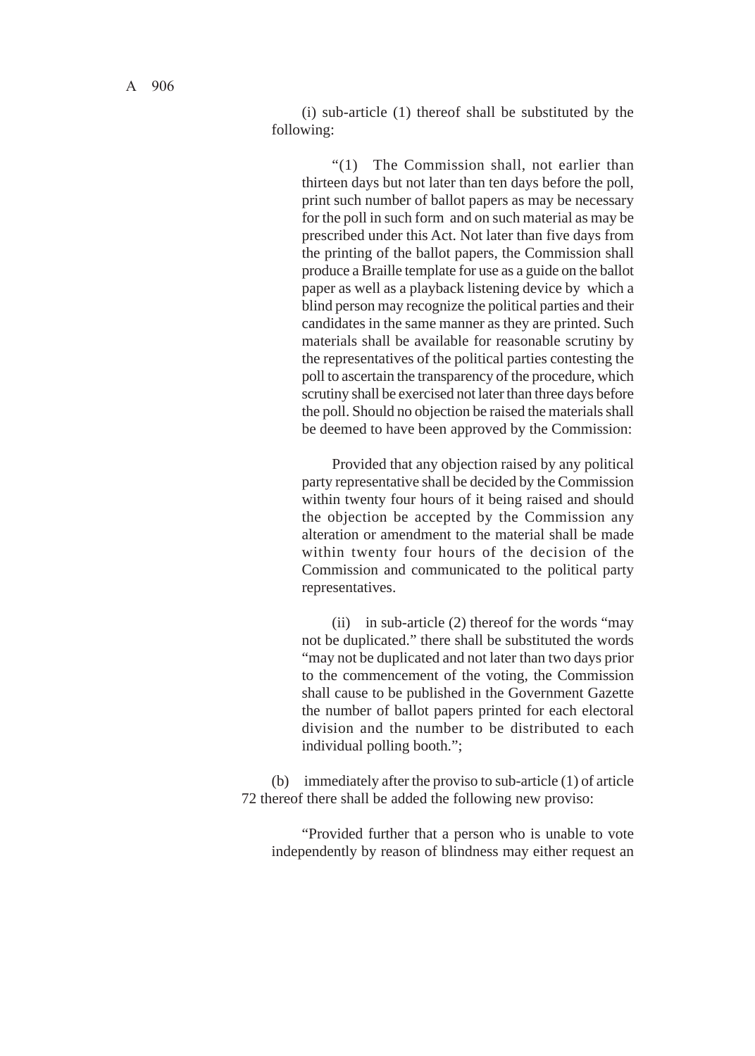(i) sub-article (1) thereof shall be substituted by the following:

"(1) The Commission shall, not earlier than thirteen days but not later than ten days before the poll, print such number of ballot papers as may be necessary for the poll in such form and on such material as may be prescribed under this Act. Not later than five days from the printing of the ballot papers, the Commission shall produce a Braille template for use as a guide on the ballot paper as well as a playback listening device by which a blind person may recognize the political parties and their candidates in the same manner as they are printed. Such materials shall be available for reasonable scrutiny by the representatives of the political parties contesting the poll to ascertain the transparency of the procedure, which scrutiny shall be exercised not later than three days before the poll. Should no objection be raised the materials shall be deemed to have been approved by the Commission:

Provided that any objection raised by any political party representative shall be decided by the Commission within twenty four hours of it being raised and should the objection be accepted by the Commission any alteration or amendment to the material shall be made within twenty four hours of the decision of the Commission and communicated to the political party representatives.

(ii) in sub-article (2) thereof for the words "may not be duplicated." there shall be substituted the words "may not be duplicated and not later than two days prior to the commencement of the voting, the Commission shall cause to be published in the Government Gazette the number of ballot papers printed for each electoral division and the number to be distributed to each individual polling booth.";

(b) immediately after the proviso to sub-article (1) of article 72 thereof there shall be added the following new proviso:

"Provided further that a person who is unable to vote independently by reason of blindness may either request an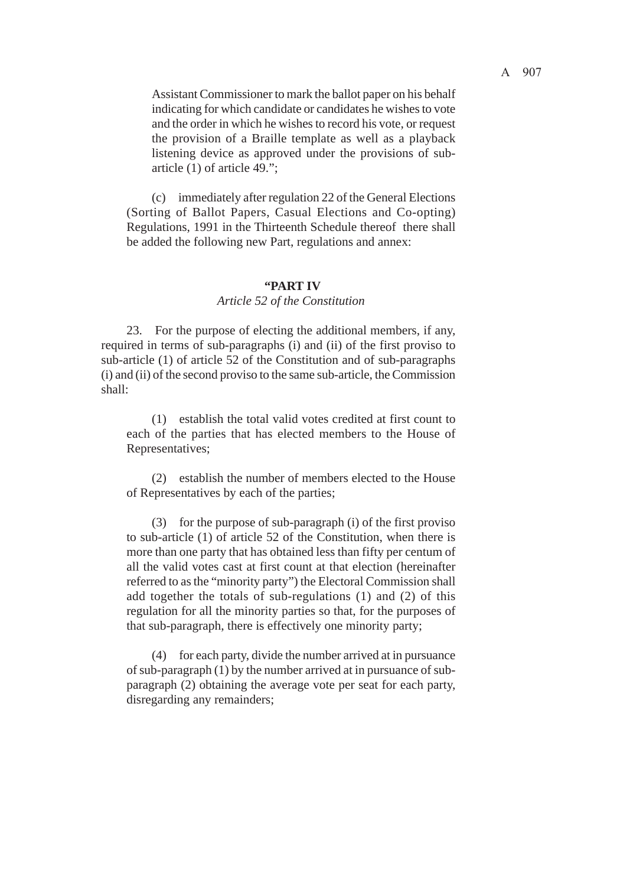Assistant Commissioner to mark the ballot paper on his behalf indicating for which candidate or candidates he wishes to vote and the order in which he wishes to record his vote, or request the provision of a Braille template as well as a playback listening device as approved under the provisions of sub-article (1) of article 49.";

(c) immediately after regulation 22 of the General Elections (Sorting of Ballot Papers, Casual Elections and Co-opting) Regulations, 1991 in the Thirteenth Schedule thereof there shall be added the following new Part, regulations and annex:

**"PART IV**

*Article 52 of the Constitution*

23. For the purpose of electing the additional members, if any, required in terms of sub-paragraphs (i) and (ii) of the first proviso to sub-article (1) of article 52 of the Constitution and of sub-paragraphs (i) and (ii) of the second proviso to the same sub-article, the Commission shall:

(1) establish the total valid votes credited at first count to each of the parties that has elected members to the House of Representatives;

(2) establish the number of members elected to the House of Representatives by each of the parties;

(3) for the purpose of sub-paragraph (i) of the first proviso to sub-article (1) of article 52 of the Constitution, when there is more than one party that has obtained less than fifty per centum of all the valid votes cast at first count at that election (hereinafter referred to as the "minority party") the Electoral Commission shall add together the totals of sub-regulations (1) and (2) of this regulation for all the minority parties so that, for the purposes of that sub-paragraph, there is effectively one minority party;

(4) for each party, divide the number arrived at in pursuance of sub-paragraph (1) by the number arrived at in pursuance of sub-paragraph (2) obtaining the average vote per seat for each party, disregarding any remainders;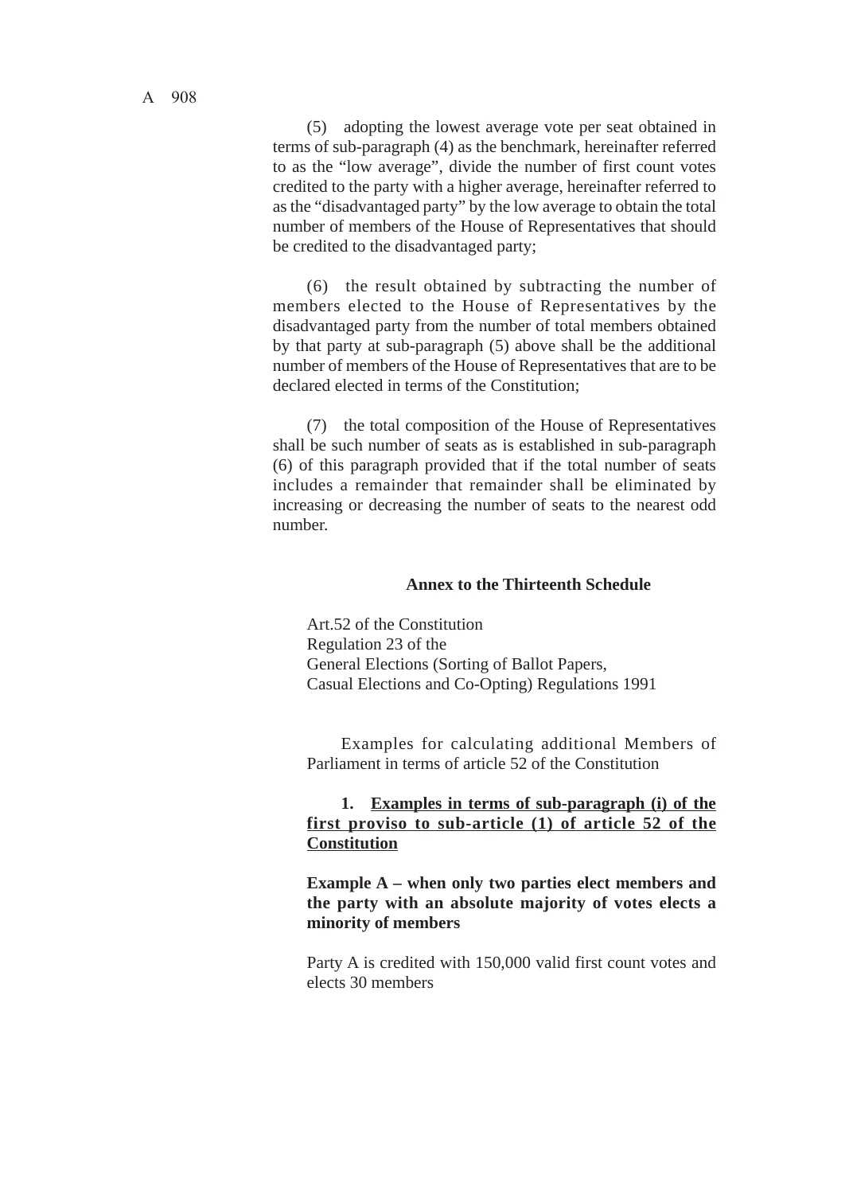(5) adopting the lowest average vote per seat obtained in terms of sub-paragraph (4) as the benchmark, hereinafter referred to as the "low average", divide the number of first count votes credited to the party with a higher average, hereinafter referred to as the "disadvantaged party" by the low average to obtain the total number of members of the House of Representatives that should be credited to the disadvantaged party;

(6) the result obtained by subtracting the number of members elected to the House of Representatives by the disadvantaged party from the number of total members obtained by that party at sub-paragraph (5) above shall be the additional number of members of the House of Representatives that are to be declared elected in terms of the Constitution;

(7) the total composition of the House of Representatives shall be such number of seats as is established in sub-paragraph (6) of this paragraph provided that if the total number of seats includes a remainder that remainder shall be eliminated by increasing or decreasing the number of seats to the nearest odd number.

## Annex to the Thirteenth Schedule

Art.52 of the Constitution
Regulation 23 of the
General Elections (Sorting of Ballot Papers,
Casual Elections and Co-Opting) Regulations 1991

Examples for calculating additional Members of Parliament in terms of article 52 of the Constitution

**1. <u>Examples in terms of sub-paragraph (i) of the first proviso to sub-article (1) of article 52 of the Constitution</u>**

**Example A – when only two parties elect members and the party with an absolute majority of votes elects a minority of members**

Party A is credited with 150,000 valid first count votes and elects 30 members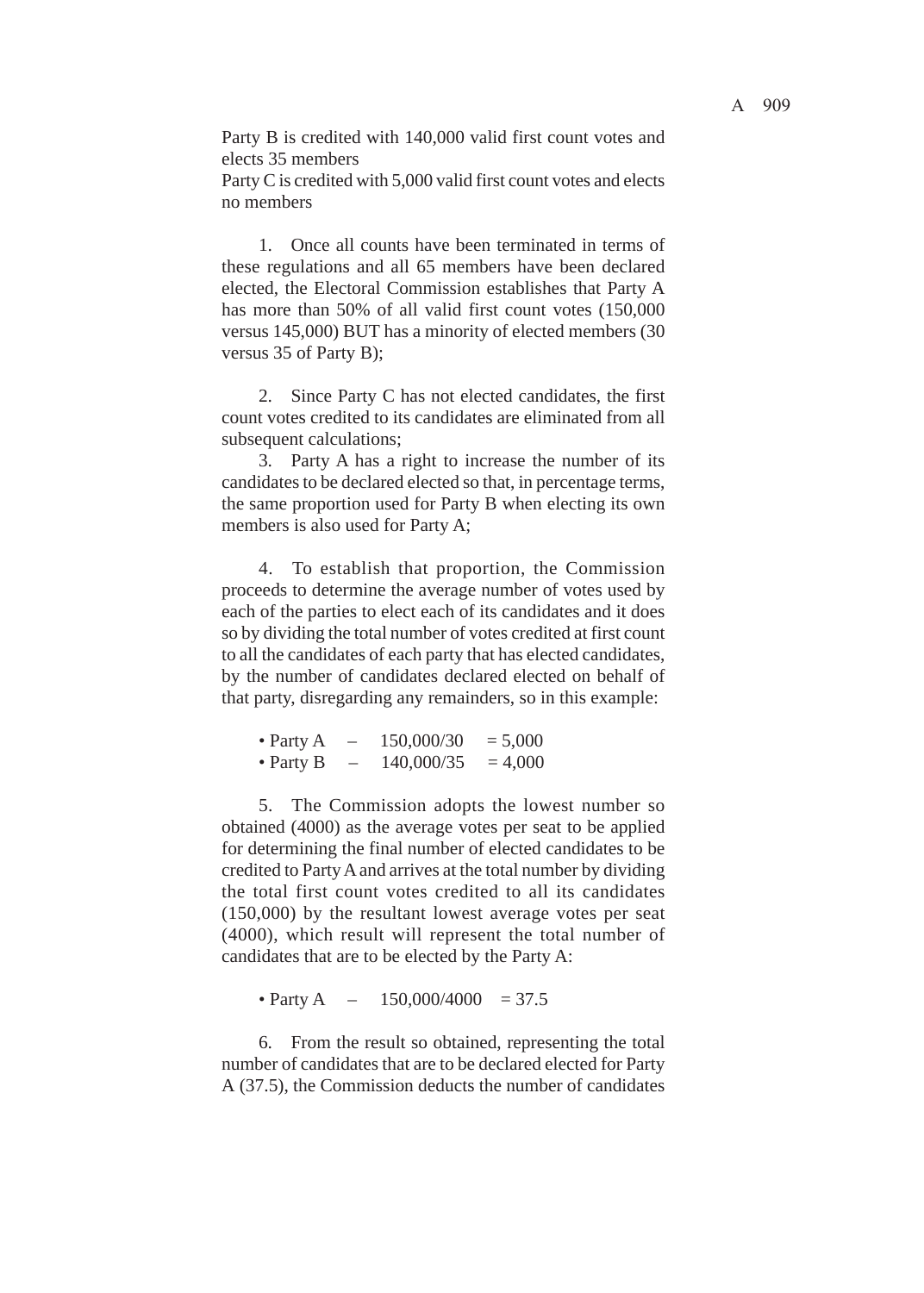Party B is credited with 140,000 valid first count votes and elects 35 members
Party C is credited with 5,000 valid first count votes and elects no members

1. Once all counts have been terminated in terms of these regulations and all 65 members have been declared elected, the Electoral Commission establishes that Party A has more than 50% of all valid first count votes (150,000 versus 145,000) BUT has a minority of elected members (30 versus 35 of Party B);

2. Since Party C has not elected candidates, the first count votes credited to its candidates are eliminated from all subsequent calculations;

3. Party A has a right to increase the number of its candidates to be declared elected so that, in percentage terms, the same proportion used for Party B when electing its own members is also used for Party A;

4. To establish that proportion, the Commission proceeds to determine the average number of votes used by each of the parties to elect each of its candidates and it does so by dividing the total number of votes credited at first count to all the candidates of each party that has elected candidates, by the number of candidates declared elected on behalf of that party, disregarding any remainders, so in this example:

- Party A – 150,000/30 = 5,000
- Party B – 140,000/35 = 4,000

5. The Commission adopts the lowest number so obtained (4000) as the average votes per seat to be applied for determining the final number of elected candidates to be credited to Party A and arrives at the total number by dividing the total first count votes credited to all its candidates (150,000) by the resultant lowest average votes per seat (4000), which result will represent the total number of candidates that are to be elected by the Party A:

- Party A – 150,000/4000 = 37.5

6. From the result so obtained, representing the total number of candidates that are to be declared elected for Party A (37.5), the Commission deducts the number of candidates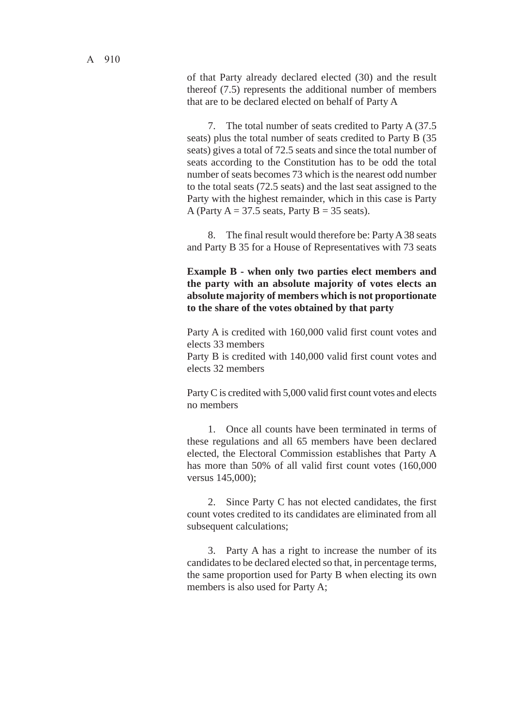of that Party already declared elected (30) and the result thereof (7.5) represents the additional number of members that are to be declared elected on behalf of Party A

7. The total number of seats credited to Party A (37.5 seats) plus the total number of seats credited to Party B (35 seats) gives a total of 72.5 seats and since the total number of seats according to the Constitution has to be odd the total number of seats becomes 73 which is the nearest odd number to the total seats (72.5 seats) and the last seat assigned to the Party with the highest remainder, which in this case is Party A (Party A = 37.5 seats, Party B = 35 seats).

8. The final result would therefore be: Party A 38 seats and Party B 35 for a House of Representatives with 73 seats

**Example B - when only two parties elect members and the party with an absolute majority of votes elects an absolute majority of members which is not proportionate to the share of the votes obtained by that party**

Party A is credited with 160,000 valid first count votes and elects 33 members
Party B is credited with 140,000 valid first count votes and elects 32 members

Party C is credited with 5,000 valid first count votes and elects no members

1. Once all counts have been terminated in terms of these regulations and all 65 members have been declared elected, the Electoral Commission establishes that Party A has more than 50% of all valid first count votes (160,000 versus 145,000);

2. Since Party C has not elected candidates, the first count votes credited to its candidates are eliminated from all subsequent calculations;

3. Party A has a right to increase the number of its candidates to be declared elected so that, in percentage terms, the same proportion used for Party B when electing its own members is also used for Party A;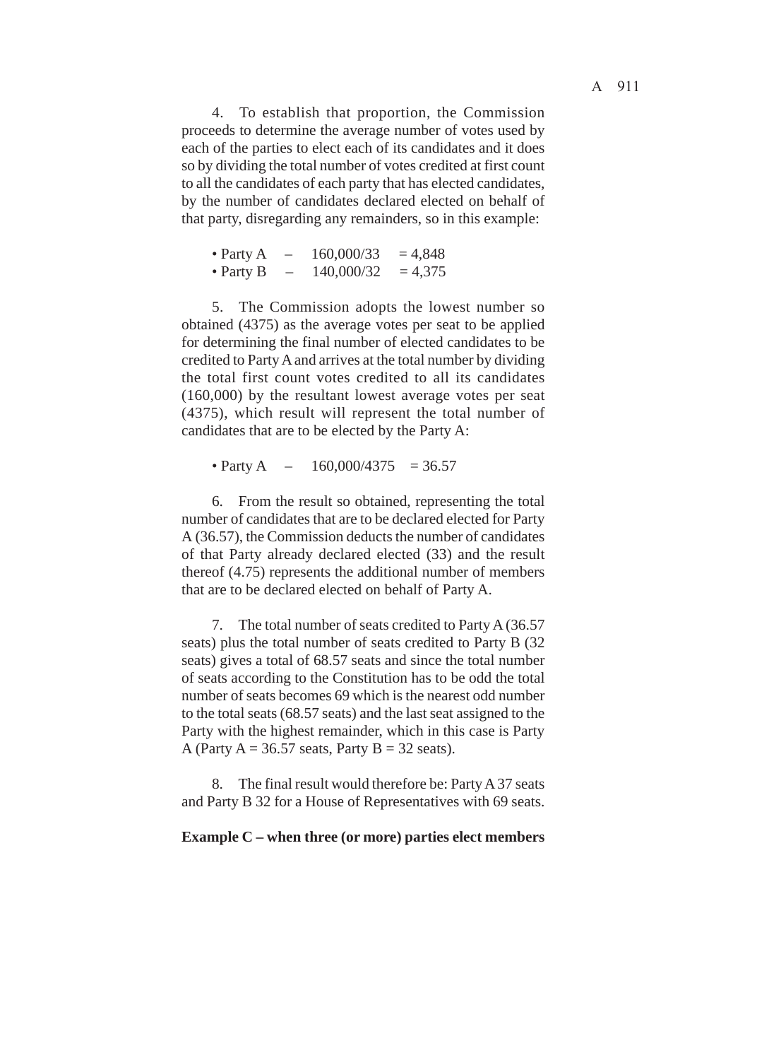4. To establish that proportion, the Commission proceeds to determine the average number of votes used by each of the parties to elect each of its candidates and it does so by dividing the total number of votes credited at first count to all the candidates of each party that has elected candidates, by the number of candidates declared elected on behalf of that party, disregarding any remainders, so in this example:

- Party A – 160,000/33 = 4,848
- Party B – 140,000/32 = 4,375

5. The Commission adopts the lowest number so obtained (4375) as the average votes per seat to be applied for determining the final number of elected candidates to be credited to Party A and arrives at the total number by dividing the total first count votes credited to all its candidates (160,000) by the resultant lowest average votes per seat (4375), which result will represent the total number of candidates that are to be elected by the Party A:

- Party A – 160,000/4375 = 36.57

6. From the result so obtained, representing the total number of candidates that are to be declared elected for Party A (36.57), the Commission deducts the number of candidates of that Party already declared elected (33) and the result thereof (4.75) represents the additional number of members that are to be declared elected on behalf of Party A.

7. The total number of seats credited to Party A (36.57 seats) plus the total number of seats credited to Party B (32 seats) gives a total of 68.57 seats and since the total number of seats according to the Constitution has to be odd the total number of seats becomes 69 which is the nearest odd number to the total seats (68.57 seats) and the last seat assigned to the Party with the highest remainder, which in this case is Party A (Party A = 36.57 seats, Party B = 32 seats).

8. The final result would therefore be: Party A 37 seats and Party B 32 for a House of Representatives with 69 seats.

**Example C – when three (or more) parties elect members**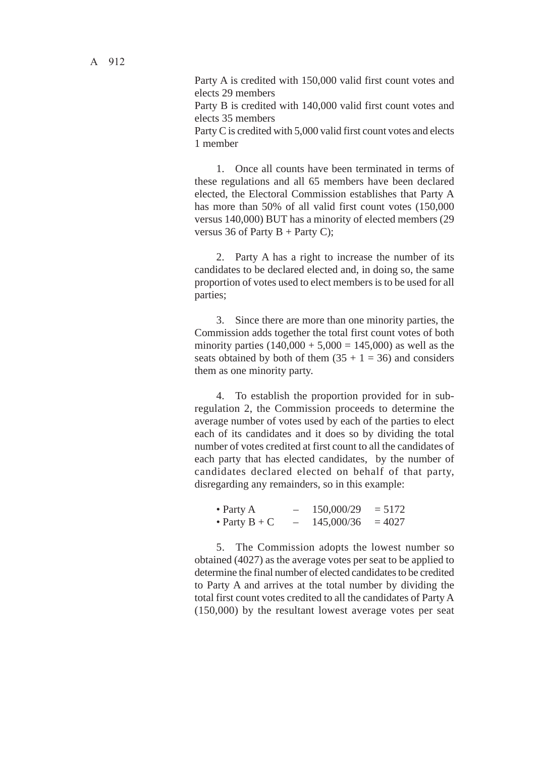Party A is credited with 150,000 valid first count votes and elects 29 members
Party B is credited with 140,000 valid first count votes and elects 35 members
Party C is credited with 5,000 valid first count votes and elects 1 member

1. Once all counts have been terminated in terms of these regulations and all 65 members have been declared elected, the Electoral Commission establishes that Party A has more than 50% of all valid first count votes (150,000 versus 140,000) BUT has a minority of elected members (29 versus 36 of Party B + Party C);

2. Party A has a right to increase the number of its candidates to be declared elected and, in doing so, the same proportion of votes used to elect members is to be used for all parties;

3. Since there are more than one minority parties, the Commission adds together the total first count votes of both minority parties (140,000 + 5,000 = 145,000) as well as the seats obtained by both of them (35 + 1 = 36) and considers them as one minority party.

4. To establish the proportion provided for in sub-regulation 2, the Commission proceeds to determine the average number of votes used by each of the parties to elect each of its candidates and it does so by dividing the total number of votes credited at first count to all the candidates of each party that has elected candidates, by the number of candidates declared elected on behalf of that party, disregarding any remainders, so in this example:

- Party A – 150,000/29 = 5172
- Party B + C – 145,000/36 = 4027

5. The Commission adopts the lowest number so obtained (4027) as the average votes per seat to be applied to determine the final number of elected candidates to be credited to Party A and arrives at the total number by dividing the total first count votes credited to all the candidates of Party A (150,000) by the resultant lowest average votes per seat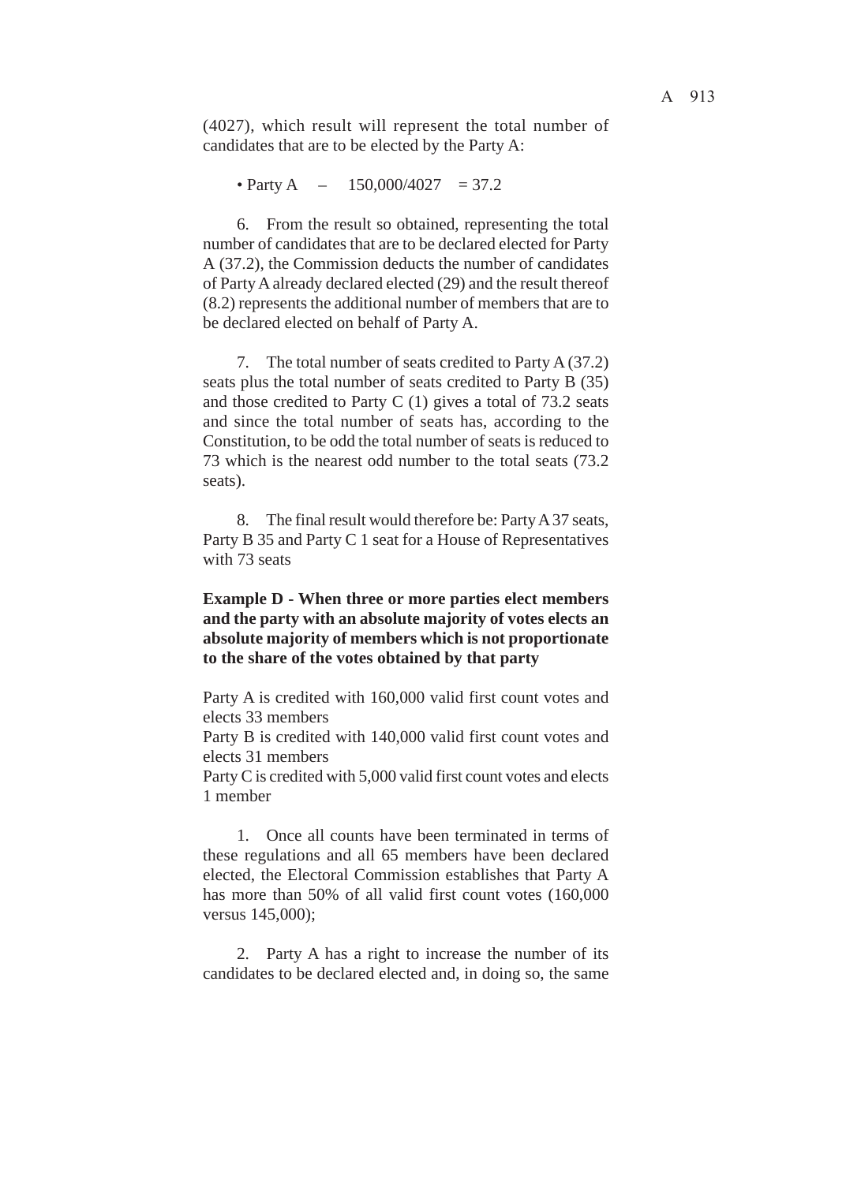(4027), which result will represent the total number of candidates that are to be elected by the Party A:

- Party A – 150,000/4027 = 37.2

6. From the result so obtained, representing the total number of candidates that are to be declared elected for Party A (37.2), the Commission deducts the number of candidates of Party A already declared elected (29) and the result thereof (8.2) represents the additional number of members that are to be declared elected on behalf of Party A.

7. The total number of seats credited to Party A (37.2) seats plus the total number of seats credited to Party B (35) and those credited to Party C (1) gives a total of 73.2 seats and since the total number of seats has, according to the Constitution, to be odd the total number of seats is reduced to 73 which is the nearest odd number to the total seats (73.2 seats).

8. The final result would therefore be: Party A 37 seats, Party B 35 and Party C 1 seat for a House of Representatives with 73 seats

**Example D - When three or more parties elect members and the party with an absolute majority of votes elects an absolute majority of members which is not proportionate to the share of the votes obtained by that party**

Party A is credited with 160,000 valid first count votes and elects 33 members
Party B is credited with 140,000 valid first count votes and elects 31 members
Party C is credited with 5,000 valid first count votes and elects 1 member

1. Once all counts have been terminated in terms of these regulations and all 65 members have been declared elected, the Electoral Commission establishes that Party A has more than 50% of all valid first count votes (160,000 versus 145,000);

2. Party A has a right to increase the number of its candidates to be declared elected and, in doing so, the same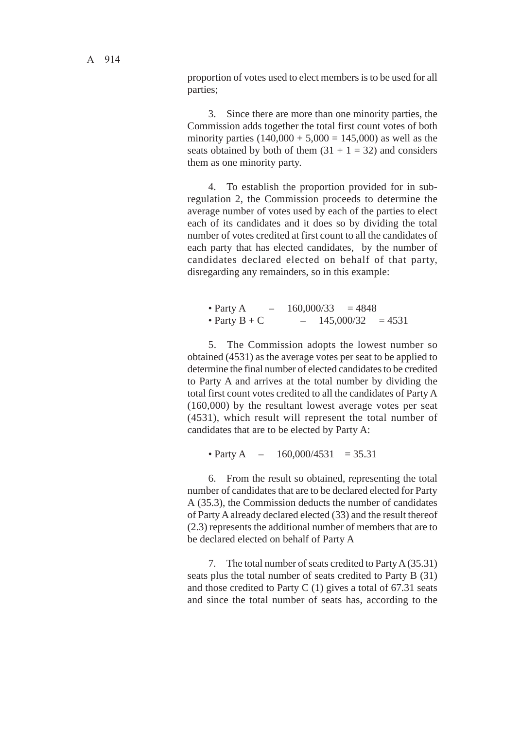proportion of votes used to elect members is to be used for all parties;

3. Since there are more than one minority parties, the Commission adds together the total first count votes of both minority parties (140,000 + 5,000 = 145,000) as well as the seats obtained by both of them (31 + 1 = 32) and considers them as one minority party.

4. To establish the proportion provided for in sub-regulation 2, the Commission proceeds to determine the average number of votes used by each of the parties to elect each of its candidates and it does so by dividing the total number of votes credited at first count to all the candidates of each party that has elected candidates, by the number of candidates declared elected on behalf of that party, disregarding any remainders, so in this example:

- Party A – 160,000/33 = 4848
- Party B + C – 145,000/32 = 4531

5. The Commission adopts the lowest number so obtained (4531) as the average votes per seat to be applied to determine the final number of elected candidates to be credited to Party A and arrives at the total number by dividing the total first count votes credited to all the candidates of Party A (160,000) by the resultant lowest average votes per seat (4531), which result will represent the total number of candidates that are to be elected by Party A:

- Party A – 160,000/4531 = 35.31

6. From the result so obtained, representing the total number of candidates that are to be declared elected for Party A (35.3), the Commission deducts the number of candidates of Party A already declared elected (33) and the result thereof (2.3) represents the additional number of members that are to be declared elected on behalf of Party A

7. The total number of seats credited to Party A (35.31) seats plus the total number of seats credited to Party B (31) and those credited to Party C (1) gives a total of 67.31 seats and since the total number of seats has, according to the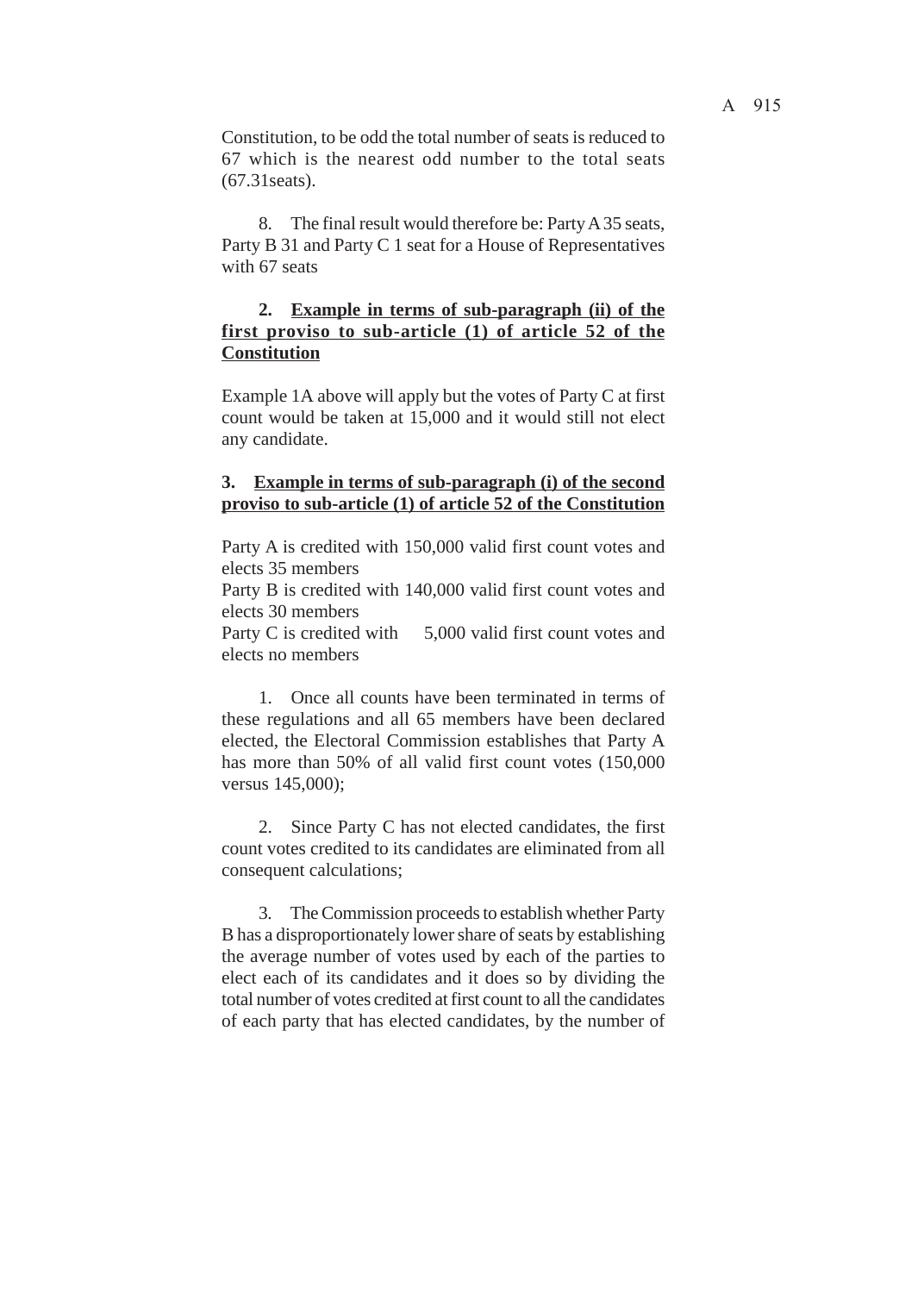Constitution, to be odd the total number of seats is reduced to 67 which is the nearest odd number to the total seats (67.31seats).

8. The final result would therefore be: Party A 35 seats, Party B 31 and Party C 1 seat for a House of Representatives with 67 seats

**2. <u>Example in terms of sub-paragraph (ii) of the first proviso to sub-article (1) of article 52 of the Constitution</u>**

Example 1A above will apply but the votes of Party C at first count would be taken at 15,000 and it would still not elect any candidate.

**3. <u>Example in terms of sub-paragraph (i) of the second proviso to sub-article (1) of article 52 of the Constitution</u>**

Party A is credited with 150,000 valid first count votes and elects 35 members
Party B is credited with 140,000 valid first count votes and elects 30 members
Party C is credited with 5,000 valid first count votes and elects no members

1. Once all counts have been terminated in terms of these regulations and all 65 members have been declared elected, the Electoral Commission establishes that Party A has more than 50% of all valid first count votes (150,000 versus 145,000);

2. Since Party C has not elected candidates, the first count votes credited to its candidates are eliminated from all consequent calculations;

3. The Commission proceeds to establish whether Party B has a disproportionately lower share of seats by establishing the average number of votes used by each of the parties to elect each of its candidates and it does so by dividing the total number of votes credited at first count to all the candidates of each party that has elected candidates, by the number of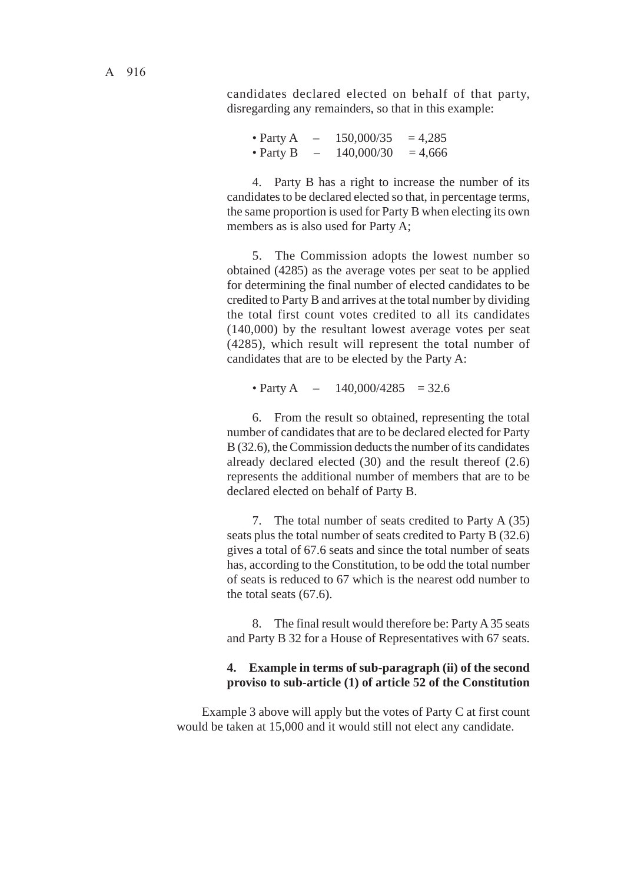candidates declared elected on behalf of that party, disregarding any remainders, so that in this example:

- Party A – 150,000/35 = 4,285
- Party B – 140,000/30 = 4,666

4. Party B has a right to increase the number of its candidates to be declared elected so that, in percentage terms, the same proportion is used for Party B when electing its own members as is also used for Party A;

5. The Commission adopts the lowest number so obtained (4285) as the average votes per seat to be applied for determining the final number of elected candidates to be credited to Party B and arrives at the total number by dividing the total first count votes credited to all its candidates (140,000) by the resultant lowest average votes per seat (4285), which result will represent the total number of candidates that are to be elected by the Party A:

- Party A – 140,000/4285 = 32.6

6. From the result so obtained, representing the total number of candidates that are to be declared elected for Party B (32.6), the Commission deducts the number of its candidates already declared elected (30) and the result thereof (2.6) represents the additional number of members that are to be declared elected on behalf of Party B.

7. The total number of seats credited to Party A (35) seats plus the total number of seats credited to Party B (32.6) gives a total of 67.6 seats and since the total number of seats has, according to the Constitution, to be odd the total number of seats is reduced to 67 which is the nearest odd number to the total seats (67.6).

8. The final result would therefore be: Party A 35 seats and Party B 32 for a House of Representatives with 67 seats.

**4. Example in terms of sub-paragraph (ii) of the second proviso to sub-article (1) of article 52 of the Constitution**

Example 3 above will apply but the votes of Party C at first count would be taken at 15,000 and it would still not elect any candidate.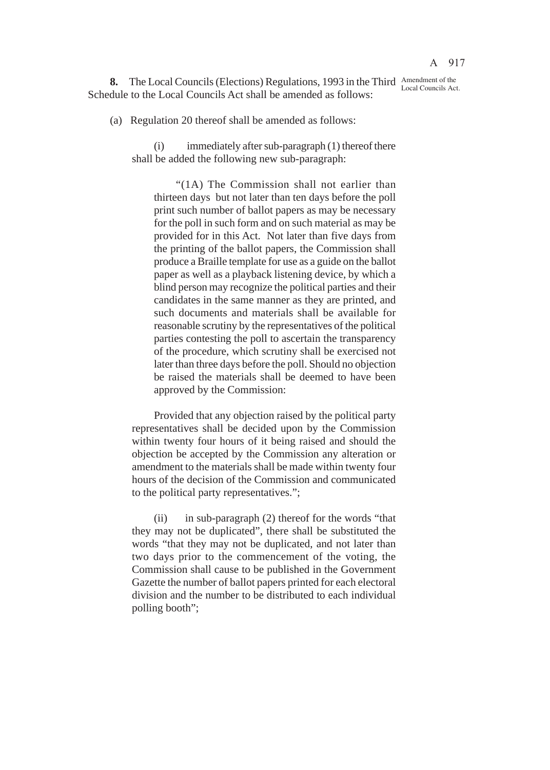**8.** The Local Councils (Elections) Regulations, 1993 in the Third Schedule to the Local Councils Act shall be amended as follows:

Amendment of the Local Councils Act.

(a) Regulation 20 thereof shall be amended as follows:

(i) immediately after sub-paragraph (1) thereof there shall be added the following new sub-paragraph:

"(1A) The Commission shall not earlier than thirteen days but not later than ten days before the poll print such number of ballot papers as may be necessary for the poll in such form and on such material as may be provided for in this Act. Not later than five days from the printing of the ballot papers, the Commission shall produce a Braille template for use as a guide on the ballot paper as well as a playback listening device, by which a blind person may recognize the political parties and their candidates in the same manner as they are printed, and such documents and materials shall be available for reasonable scrutiny by the representatives of the political parties contesting the poll to ascertain the transparency of the procedure, which scrutiny shall be exercised not later than three days before the poll. Should no objection be raised the materials shall be deemed to have been approved by the Commission:

Provided that any objection raised by the political party representatives shall be decided upon by the Commission within twenty four hours of it being raised and should the objection be accepted by the Commission any alteration or amendment to the materials shall be made within twenty four hours of the decision of the Commission and communicated to the political party representatives.";

(ii) in sub-paragraph (2) thereof for the words "that they may not be duplicated", there shall be substituted the words "that they may not be duplicated, and not later than two days prior to the commencement of the voting, the Commission shall cause to be published in the Government Gazette the number of ballot papers printed for each electoral division and the number to be distributed to each individual polling booth";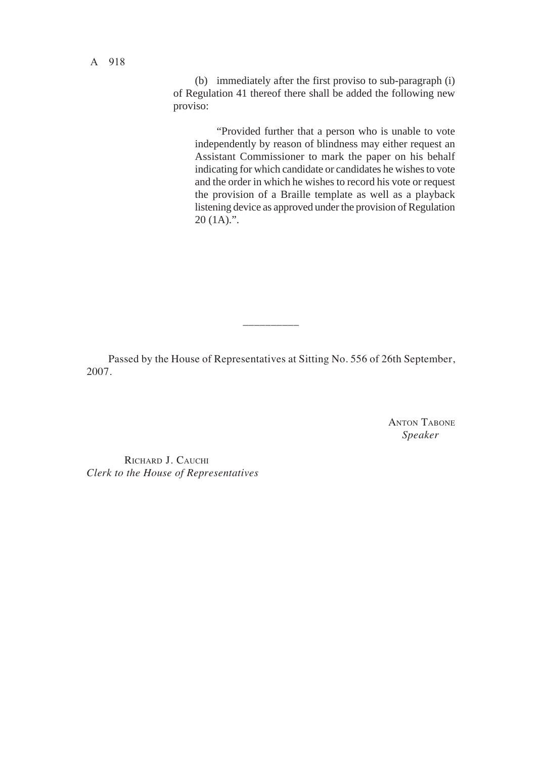(b) immediately after the first proviso to sub-paragraph (i) of Regulation 41 thereof there shall be added the following new proviso:

> "Provided further that a person who is unable to vote independently by reason of blindness may either request an Assistant Commissioner to mark the paper on his behalf indicating for which candidate or candidates he wishes to vote and the order in which he wishes to record his vote or request the provision of a Braille template as well as a playback listening device as approved under the provision of Regulation 20 (1A).".

---

Passed by the House of Representatives at Sitting No. 556 of 26th September, 2007.

ANTON TABONE
*Speaker*

RICHARD J. CAUCHI
*Clerk to the House of Representatives*